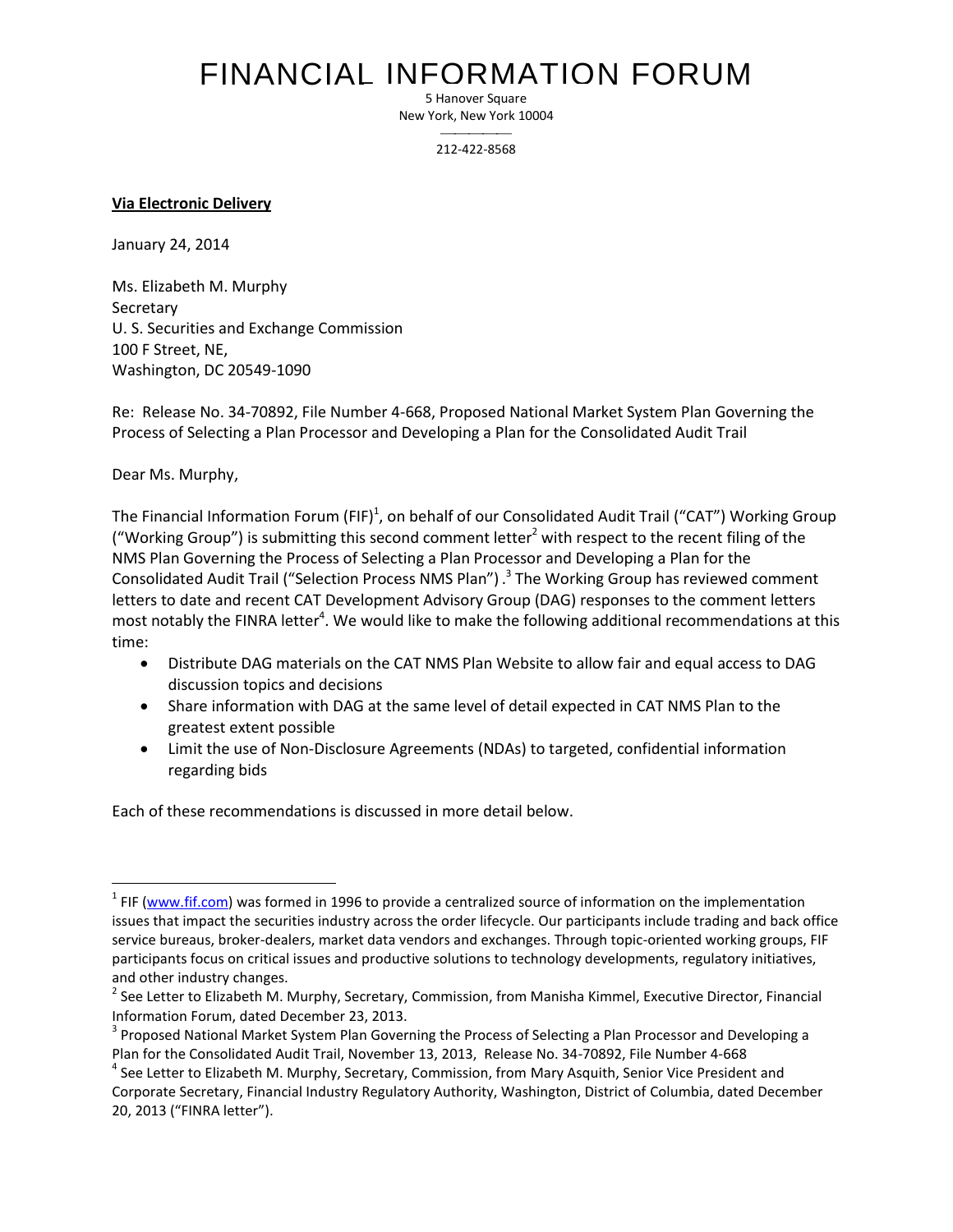# FINANCIAL INFORMATION FORUM

5 Hanover Square
New York, New York 10004

212-422-8568

**Via Electronic Delivery**

January 24, 2014

Ms. Elizabeth M. Murphy
Secretary
U. S. Securities and Exchange Commission
100 F Street, NE,
Washington, DC 20549-1090

Re: Release No. 34-70892, File Number 4-668, Proposed National Market System Plan Governing the Process of Selecting a Plan Processor and Developing a Plan for the Consolidated Audit Trail

Dear Ms. Murphy,

The Financial Information Forum (FIF)[1], on behalf of our Consolidated Audit Trail ("CAT") Working Group ("Working Group") is submitting this second comment letter[2] with respect to the recent filing of the NMS Plan Governing the Process of Selecting a Plan Processor and Developing a Plan for the Consolidated Audit Trail ("Selection Process NMS Plan") .[3] The Working Group has reviewed comment letters to date and recent CAT Development Advisory Group (DAG) responses to the comment letters most notably the FINRA letter[4]. We would like to make the following additional recommendations at this time:

- Distribute DAG materials on the CAT NMS Plan Website to allow fair and equal access to DAG discussion topics and decisions
- Share information with DAG at the same level of detail expected in CAT NMS Plan to the greatest extent possible
- Limit the use of Non-Disclosure Agreements (NDAs) to targeted, confidential information regarding bids

Each of these recommendations is discussed in more detail below.

---

[1] FIF (www.fif.com) was formed in 1996 to provide a centralized source of information on the implementation issues that impact the securities industry across the order lifecycle. Our participants include trading and back office service bureaus, broker-dealers, market data vendors and exchanges. Through topic-oriented working groups, FIF participants focus on critical issues and productive solutions to technology developments, regulatory initiatives, and other industry changes.

[2] See Letter to Elizabeth M. Murphy, Secretary, Commission, from Manisha Kimmel, Executive Director, Financial Information Forum, dated December 23, 2013.

[3] Proposed National Market System Plan Governing the Process of Selecting a Plan Processor and Developing a Plan for the Consolidated Audit Trail, November 13, 2013, Release No. 34-70892, File Number 4-668

[4] See Letter to Elizabeth M. Murphy, Secretary, Commission, from Mary Asquith, Senior Vice President and Corporate Secretary, Financial Industry Regulatory Authority, Washington, District of Columbia, dated December 20, 2013 ("FINRA letter").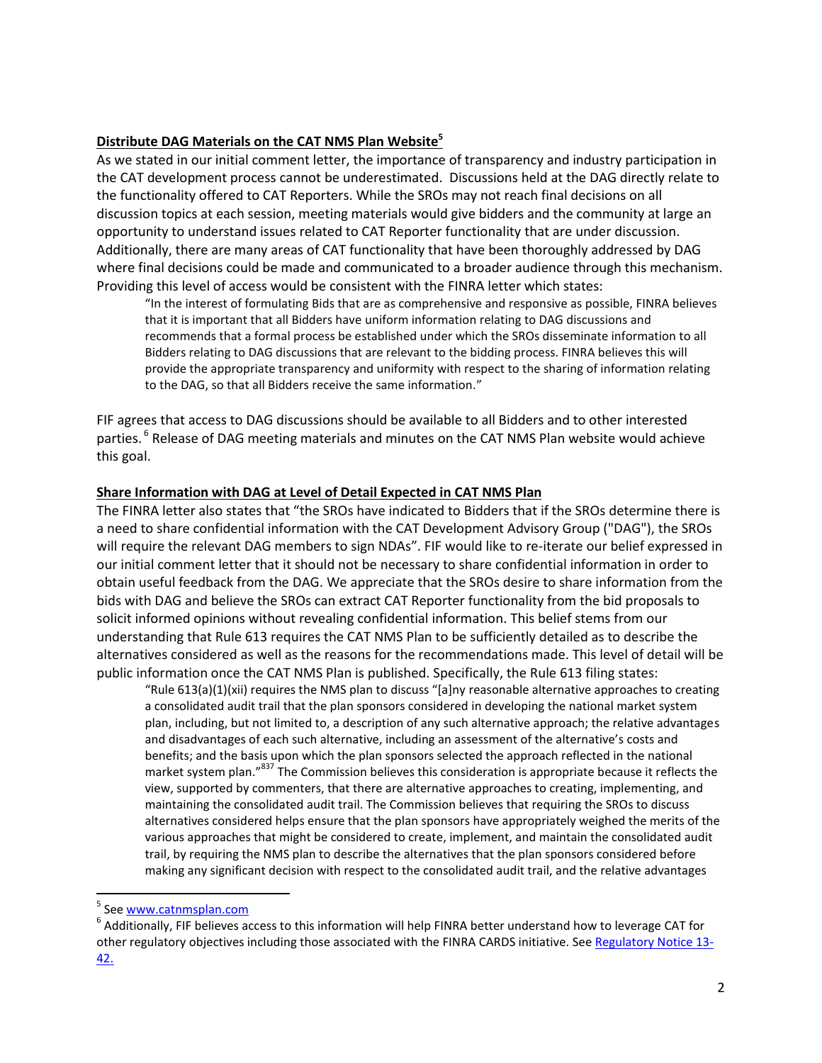**Distribute DAG Materials on the CAT NMS Plan Website[5]**

As we stated in our initial comment letter, the importance of transparency and industry participation in the CAT development process cannot be underestimated. Discussions held at the DAG directly relate to the functionality offered to CAT Reporters. While the SROs may not reach final decisions on all discussion topics at each session, meeting materials would give bidders and the community at large an opportunity to understand issues related to CAT Reporter functionality that are under discussion. Additionally, there are many areas of CAT functionality that have been thoroughly addressed by DAG where final decisions could be made and communicated to a broader audience through this mechanism. Providing this level of access would be consistent with the FINRA letter which states:

> "In the interest of formulating Bids that are as comprehensive and responsive as possible, FINRA believes that it is important that all Bidders have uniform information relating to DAG discussions and recommends that a formal process be established under which the SROs disseminate information to all Bidders relating to DAG discussions that are relevant to the bidding process. FINRA believes this will provide the appropriate transparency and uniformity with respect to the sharing of information relating to the DAG, so that all Bidders receive the same information."

FIF agrees that access to DAG discussions should be available to all Bidders and to other interested parties. [6] Release of DAG meeting materials and minutes on the CAT NMS Plan website would achieve this goal.

**Share Information with DAG at Level of Detail Expected in CAT NMS Plan**

The FINRA letter also states that "the SROs have indicated to Bidders that if the SROs determine there is a need to share confidential information with the CAT Development Advisory Group ("DAG"), the SROs will require the relevant DAG members to sign NDAs". FIF would like to re-iterate our belief expressed in our initial comment letter that it should not be necessary to share confidential information in order to obtain useful feedback from the DAG. We appreciate that the SROs desire to share information from the bids with DAG and believe the SROs can extract CAT Reporter functionality from the bid proposals to solicit informed opinions without revealing confidential information. This belief stems from our understanding that Rule 613 requires the CAT NMS Plan to be sufficiently detailed as to describe the alternatives considered as well as the reasons for the recommendations made. This level of detail will be public information once the CAT NMS Plan is published. Specifically, the Rule 613 filing states:

> "Rule 613(a)(1)(xii) requires the NMS plan to discuss "[a]ny reasonable alternative approaches to creating a consolidated audit trail that the plan sponsors considered in developing the national market system plan, including, but not limited to, a description of any such alternative approach; the relative advantages and disadvantages of each such alternative, including an assessment of the alternative's costs and benefits; and the basis upon which the plan sponsors selected the approach reflected in the national market system plan."[837] The Commission believes this consideration is appropriate because it reflects the view, supported by commenters, that there are alternative approaches to creating, implementing, and maintaining the consolidated audit trail. The Commission believes that requiring the SROs to discuss alternatives considered helps ensure that the plan sponsors have appropriately weighed the merits of the various approaches that might be considered to create, implement, and maintain the consolidated audit trail, by requiring the NMS plan to describe the alternatives that the plan sponsors considered before making any significant decision with respect to the consolidated audit trail, and the relative advantages

---

[5] See www.catnmsplan.com

[6] Additionally, FIF believes access to this information will help FINRA better understand how to leverage CAT for other regulatory objectives including those associated with the FINRA CARDS initiative. See Regulatory Notice 13-42.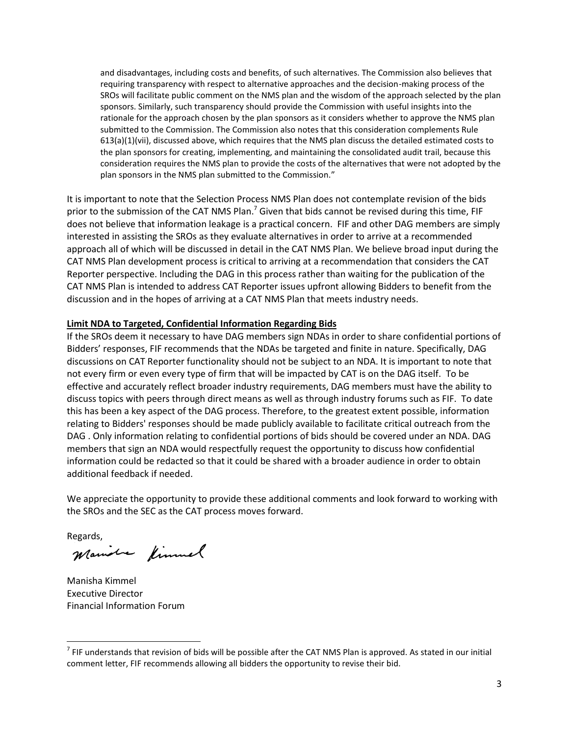> and disadvantages, including costs and benefits, of such alternatives. The Commission also believes that requiring transparency with respect to alternative approaches and the decision-making process of the SROs will facilitate public comment on the NMS plan and the wisdom of the approach selected by the plan sponsors. Similarly, such transparency should provide the Commission with useful insights into the rationale for the approach chosen by the plan sponsors as it considers whether to approve the NMS plan submitted to the Commission. The Commission also notes that this consideration complements Rule 613(a)(1)(vii), discussed above, which requires that the NMS plan discuss the detailed estimated costs to the plan sponsors for creating, implementing, and maintaining the consolidated audit trail, because this consideration requires the NMS plan to provide the costs of the alternatives that were not adopted by the plan sponsors in the NMS plan submitted to the Commission."

It is important to note that the Selection Process NMS Plan does not contemplate revision of the bids prior to the submission of the CAT NMS Plan.[7] Given that bids cannot be revised during this time, FIF does not believe that information leakage is a practical concern. FIF and other DAG members are simply interested in assisting the SROs as they evaluate alternatives in order to arrive at a recommended approach all of which will be discussed in detail in the CAT NMS Plan. We believe broad input during the CAT NMS Plan development process is critical to arriving at a recommendation that considers the CAT Reporter perspective. Including the DAG in this process rather than waiting for the publication of the CAT NMS Plan is intended to address CAT Reporter issues upfront allowing Bidders to benefit from the discussion and in the hopes of arriving at a CAT NMS Plan that meets industry needs.

**Limit NDA to Targeted, Confidential Information Regarding Bids**

If the SROs deem it necessary to have DAG members sign NDAs in order to share confidential portions of Bidders' responses, FIF recommends that the NDAs be targeted and finite in nature. Specifically, DAG discussions on CAT Reporter functionality should not be subject to an NDA. It is important to note that not every firm or even every type of firm that will be impacted by CAT is on the DAG itself. To be effective and accurately reflect broader industry requirements, DAG members must have the ability to discuss topics with peers through direct means as well as through industry forums such as FIF. To date this has been a key aspect of the DAG process. Therefore, to the greatest extent possible, information relating to Bidders' responses should be made publicly available to facilitate critical outreach from the DAG . Only information relating to confidential portions of bids should be covered under an NDA. DAG members that sign an NDA would respectfully request the opportunity to discuss how confidential information could be redacted so that it could be shared with a broader audience in order to obtain additional feedback if needed.

We appreciate the opportunity to provide these additional comments and look forward to working with the SROs and the SEC as the CAT process moves forward.

Regards,

Manisha Kimmel

Manisha Kimmel
Executive Director
Financial Information Forum

---

[7] FIF understands that revision of bids will be possible after the CAT NMS Plan is approved. As stated in our initial comment letter, FIF recommends allowing all bidders the opportunity to revise their bid.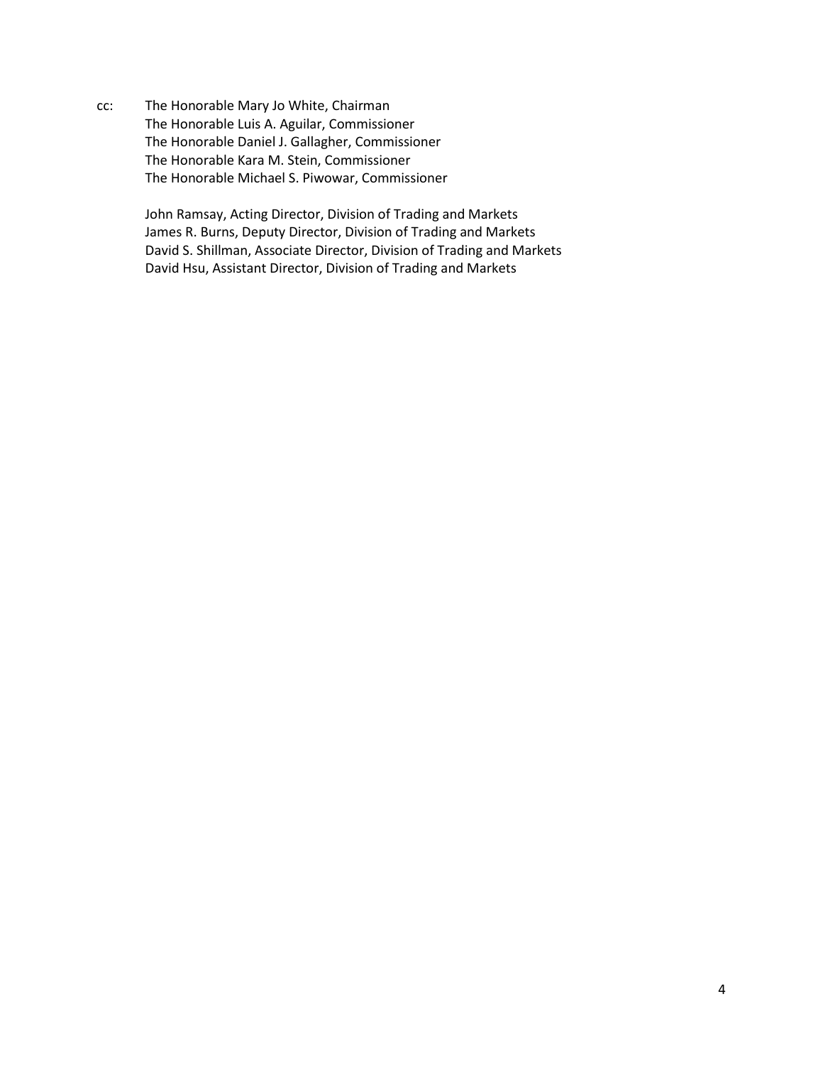cc: The Honorable Mary Jo White, Chairman
The Honorable Luis A. Aguilar, Commissioner
The Honorable Daniel J. Gallagher, Commissioner
The Honorable Kara M. Stein, Commissioner
The Honorable Michael S. Piwowar, Commissioner

John Ramsay, Acting Director, Division of Trading and Markets
James R. Burns, Deputy Director, Division of Trading and Markets
David S. Shillman, Associate Director, Division of Trading and Markets
David Hsu, Assistant Director, Division of Trading and Markets